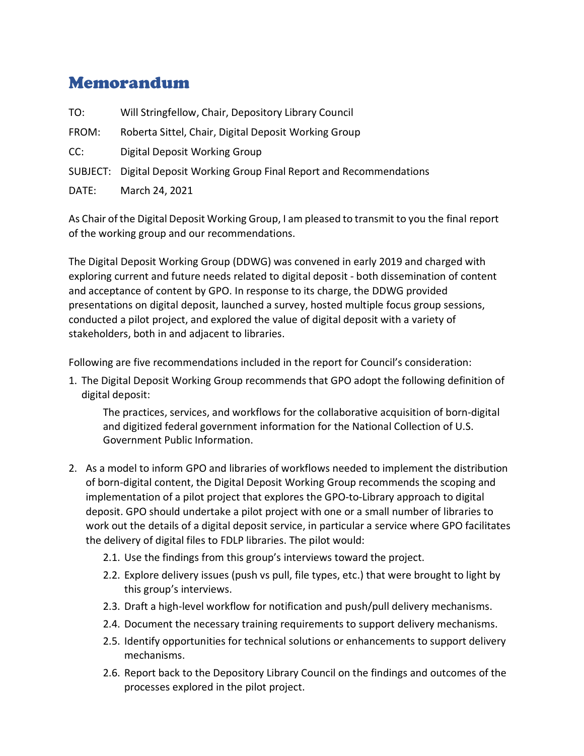# Memorandum

TO: Will Stringfellow, Chair, Depository Library Council

FROM: Roberta Sittel, Chair, Digital Deposit Working Group

CC: Digital Deposit Working Group

SUBJECT: Digital Deposit Working Group Final Report and Recommendations

DATE: March 24, 2021

As Chair of the Digital Deposit Working Group, I am pleased to transmit to you the final report of the working group and our recommendations.

The Digital Deposit Working Group (DDWG) was convened in early 2019 and charged with exploring current and future needs related to digital deposit - both dissemination of content and acceptance of content by GPO. In response to its charge, the DDWG provided presentations on digital deposit, launched a survey, hosted multiple focus group sessions, conducted a pilot project, and explored the value of digital deposit with a variety of stakeholders, both in and adjacent to libraries.

Following are five recommendations included in the report for Council's consideration:

1. The Digital Deposit Working Group recommends that GPO adopt the following definition of digital deposit:

    The practices, services, and workflows for the collaborative acquisition of born-digital and digitized federal government information for the National Collection of U.S. Government Public Information.

2. As a model to inform GPO and libraries of workflows needed to implement the distribution of born-digital content, the Digital Deposit Working Group recommends the scoping and implementation of a pilot project that explores the GPO-to-Library approach to digital deposit. GPO should undertake a pilot project with one or a small number of libraries to work out the details of a digital deposit service, in particular a service where GPO facilitates the delivery of digital files to FDLP libraries. The pilot would:
    - 2.1. Use the findings from this group's interviews toward the project.
    - 2.2. Explore delivery issues (push vs pull, file types, etc.) that were brought to light by this group's interviews.
    - 2.3. Draft a high-level workflow for notification and push/pull delivery mechanisms.
    - 2.4. Document the necessary training requirements to support delivery mechanisms.
    - 2.5. Identify opportunities for technical solutions or enhancements to support delivery mechanisms.
    - 2.6. Report back to the Depository Library Council on the findings and outcomes of the processes explored in the pilot project.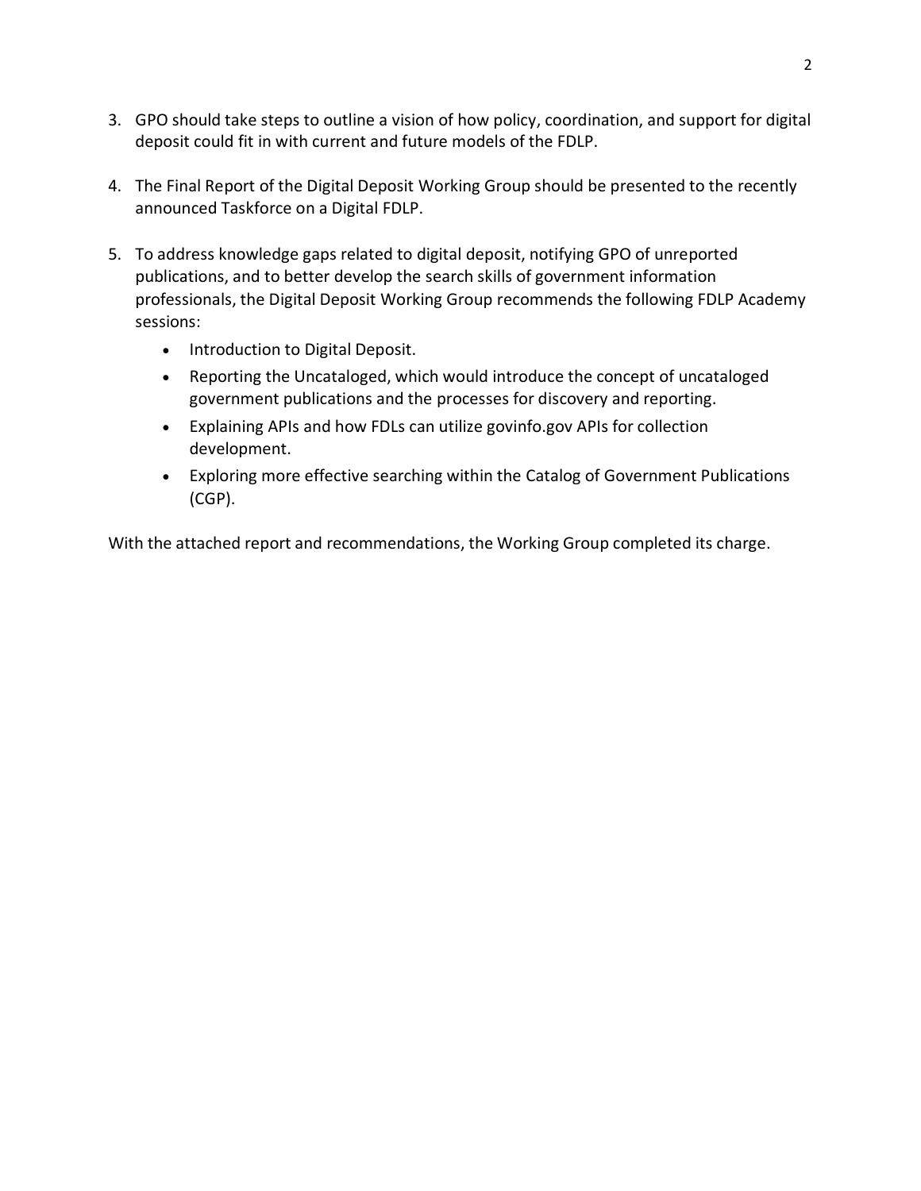3. GPO should take steps to outline a vision of how policy, coordination, and support for digital deposit could fit in with current and future models of the FDLP.

4. The Final Report of the Digital Deposit Working Group should be presented to the recently announced Taskforce on a Digital FDLP.

5. To address knowledge gaps related to digital deposit, notifying GPO of unreported publications, and to better develop the search skills of government information professionals, the Digital Deposit Working Group recommends the following FDLP Academy sessions:
   - Introduction to Digital Deposit.
   - Reporting the Uncataloged, which would introduce the concept of uncataloged government publications and the processes for discovery and reporting.
   - Explaining APIs and how FDLs can utilize govinfo.gov APIs for collection development.
   - Exploring more effective searching within the Catalog of Government Publications (CGP).

With the attached report and recommendations, the Working Group completed its charge.